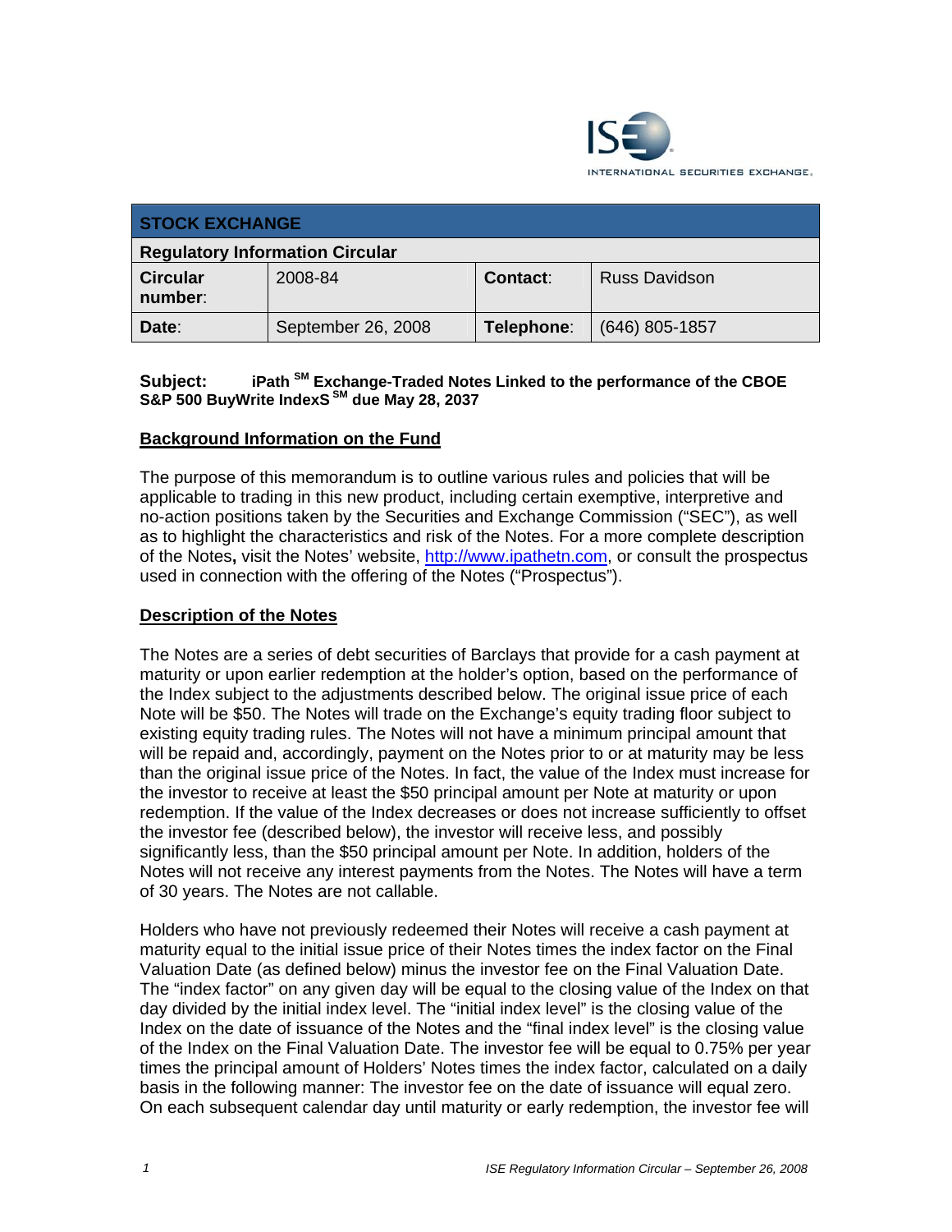# STOCK EXCHANGE

## Regulatory Information Circular

| Circular number: | 2008-84 | Contact: | Russ Davidson |
|---|---|---|---|
| Date: | September 26, 2008 | Telephone: | (646) 805-1857 |

**Subject: iPath SM Exchange-Traded Notes Linked to the performance of the CBOE S&P 500 BuyWrite IndexS SM due May 28, 2037**

## Background Information on the Fund

The purpose of this memorandum is to outline various rules and policies that will be applicable to trading in this new product, including certain exemptive, interpretive and no-action positions taken by the Securities and Exchange Commission ("SEC"), as well as to highlight the characteristics and risk of the Notes. For a more complete description of the Notes**,** visit the Notes' website, http://www.ipathetn.com, or consult the prospectus used in connection with the offering of the Notes ("Prospectus").

## Description of the Notes

The Notes are a series of debt securities of Barclays that provide for a cash payment at maturity or upon earlier redemption at the holder's option, based on the performance of the Index subject to the adjustments described below. The original issue price of each Note will be $50. The Notes will trade on the Exchange's equity trading floor subject to existing equity trading rules. The Notes will not have a minimum principal amount that will be repaid and, accordingly, payment on the Notes prior to or at maturity may be less than the original issue price of the Notes. In fact, the value of the Index must increase for the investor to receive at least the $50 principal amount per Note at maturity or upon redemption. If the value of the Index decreases or does not increase sufficiently to offset the investor fee (described below), the investor will receive less, and possibly significantly less, than the $50 principal amount per Note. In addition, holders of the Notes will not receive any interest payments from the Notes. The Notes will have a term of 30 years. The Notes are not callable.

Holders who have not previously redeemed their Notes will receive a cash payment at maturity equal to the initial issue price of their Notes times the index factor on the Final Valuation Date (as defined below) minus the investor fee on the Final Valuation Date. The "index factor" on any given day will be equal to the closing value of the Index on that day divided by the initial index level. The "initial index level" is the closing value of the Index on the date of issuance of the Notes and the "final index level" is the closing value of the Index on the Final Valuation Date. The investor fee will be equal to 0.75% per year times the principal amount of Holders' Notes times the index factor, calculated on a daily basis in the following manner: The investor fee on the date of issuance will equal zero. On each subsequent calendar day until maturity or early redemption, the investor fee will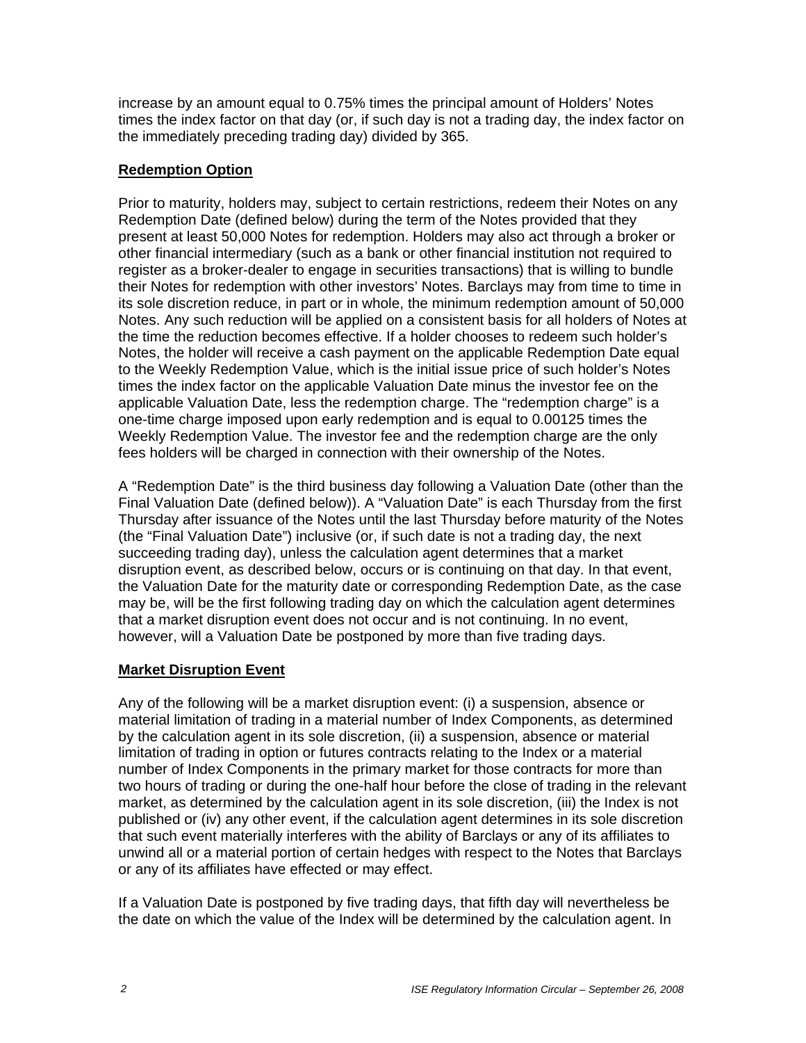increase by an amount equal to 0.75% times the principal amount of Holders' Notes times the index factor on that day (or, if such day is not a trading day, the index factor on the immediately preceding trading day) divided by 365.

## Redemption Option

Prior to maturity, holders may, subject to certain restrictions, redeem their Notes on any Redemption Date (defined below) during the term of the Notes provided that they present at least 50,000 Notes for redemption. Holders may also act through a broker or other financial intermediary (such as a bank or other financial institution not required to register as a broker-dealer to engage in securities transactions) that is willing to bundle their Notes for redemption with other investors' Notes. Barclays may from time to time in its sole discretion reduce, in part or in whole, the minimum redemption amount of 50,000 Notes. Any such reduction will be applied on a consistent basis for all holders of Notes at the time the reduction becomes effective. If a holder chooses to redeem such holder's Notes, the holder will receive a cash payment on the applicable Redemption Date equal to the Weekly Redemption Value, which is the initial issue price of such holder's Notes times the index factor on the applicable Valuation Date minus the investor fee on the applicable Valuation Date, less the redemption charge. The "redemption charge" is a one-time charge imposed upon early redemption and is equal to 0.00125 times the Weekly Redemption Value. The investor fee and the redemption charge are the only fees holders will be charged in connection with their ownership of the Notes.

A "Redemption Date" is the third business day following a Valuation Date (other than the Final Valuation Date (defined below)). A "Valuation Date" is each Thursday from the first Thursday after issuance of the Notes until the last Thursday before maturity of the Notes (the "Final Valuation Date") inclusive (or, if such date is not a trading day, the next succeeding trading day), unless the calculation agent determines that a market disruption event, as described below, occurs or is continuing on that day. In that event, the Valuation Date for the maturity date or corresponding Redemption Date, as the case may be, will be the first following trading day on which the calculation agent determines that a market disruption event does not occur and is not continuing. In no event, however, will a Valuation Date be postponed by more than five trading days.

## Market Disruption Event

Any of the following will be a market disruption event: (i) a suspension, absence or material limitation of trading in a material number of Index Components, as determined by the calculation agent in its sole discretion, (ii) a suspension, absence or material limitation of trading in option or futures contracts relating to the Index or a material number of Index Components in the primary market for those contracts for more than two hours of trading or during the one-half hour before the close of trading in the relevant market, as determined by the calculation agent in its sole discretion, (iii) the Index is not published or (iv) any other event, if the calculation agent determines in its sole discretion that such event materially interferes with the ability of Barclays or any of its affiliates to unwind all or a material portion of certain hedges with respect to the Notes that Barclays or any of its affiliates have effected or may effect.

If a Valuation Date is postponed by five trading days, that fifth day will nevertheless be the date on which the value of the Index will be determined by the calculation agent. In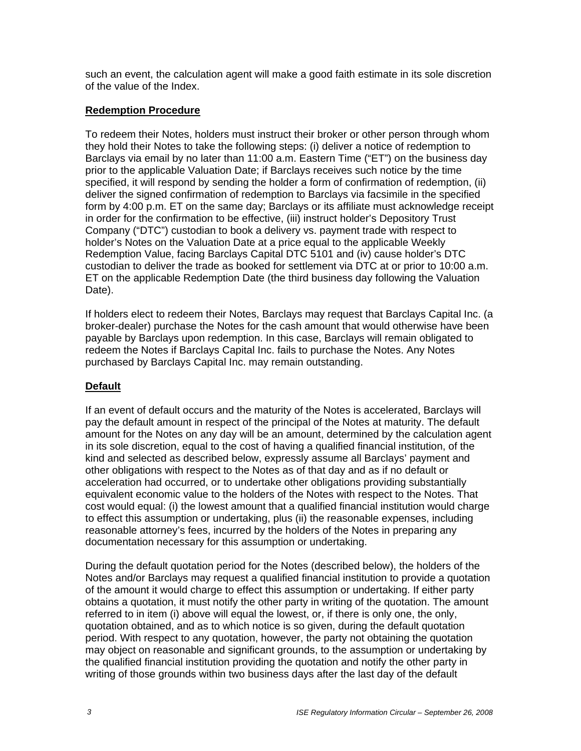such an event, the calculation agent will make a good faith estimate in its sole discretion of the value of the Index.

**Redemption Procedure**

To redeem their Notes, holders must instruct their broker or other person through whom they hold their Notes to take the following steps: (i) deliver a notice of redemption to Barclays via email by no later than 11:00 a.m. Eastern Time ("ET") on the business day prior to the applicable Valuation Date; if Barclays receives such notice by the time specified, it will respond by sending the holder a form of confirmation of redemption, (ii) deliver the signed confirmation of redemption to Barclays via facsimile in the specified form by 4:00 p.m. ET on the same day; Barclays or its affiliate must acknowledge receipt in order for the confirmation to be effective, (iii) instruct holder's Depository Trust Company ("DTC") custodian to book a delivery vs. payment trade with respect to holder's Notes on the Valuation Date at a price equal to the applicable Weekly Redemption Value, facing Barclays Capital DTC 5101 and (iv) cause holder's DTC custodian to deliver the trade as booked for settlement via DTC at or prior to 10:00 a.m. ET on the applicable Redemption Date (the third business day following the Valuation Date).

If holders elect to redeem their Notes, Barclays may request that Barclays Capital Inc. (a broker-dealer) purchase the Notes for the cash amount that would otherwise have been payable by Barclays upon redemption. In this case, Barclays will remain obligated to redeem the Notes if Barclays Capital Inc. fails to purchase the Notes. Any Notes purchased by Barclays Capital Inc. may remain outstanding.

**Default**

If an event of default occurs and the maturity of the Notes is accelerated, Barclays will pay the default amount in respect of the principal of the Notes at maturity. The default amount for the Notes on any day will be an amount, determined by the calculation agent in its sole discretion, equal to the cost of having a qualified financial institution, of the kind and selected as described below, expressly assume all Barclays' payment and other obligations with respect to the Notes as of that day and as if no default or acceleration had occurred, or to undertake other obligations providing substantially equivalent economic value to the holders of the Notes with respect to the Notes. That cost would equal: (i) the lowest amount that a qualified financial institution would charge to effect this assumption or undertaking, plus (ii) the reasonable expenses, including reasonable attorney's fees, incurred by the holders of the Notes in preparing any documentation necessary for this assumption or undertaking.

During the default quotation period for the Notes (described below), the holders of the Notes and/or Barclays may request a qualified financial institution to provide a quotation of the amount it would charge to effect this assumption or undertaking. If either party obtains a quotation, it must notify the other party in writing of the quotation. The amount referred to in item (i) above will equal the lowest, or, if there is only one, the only, quotation obtained, and as to which notice is so given, during the default quotation period. With respect to any quotation, however, the party not obtaining the quotation may object on reasonable and significant grounds, to the assumption or undertaking by the qualified financial institution providing the quotation and notify the other party in writing of those grounds within two business days after the last day of the default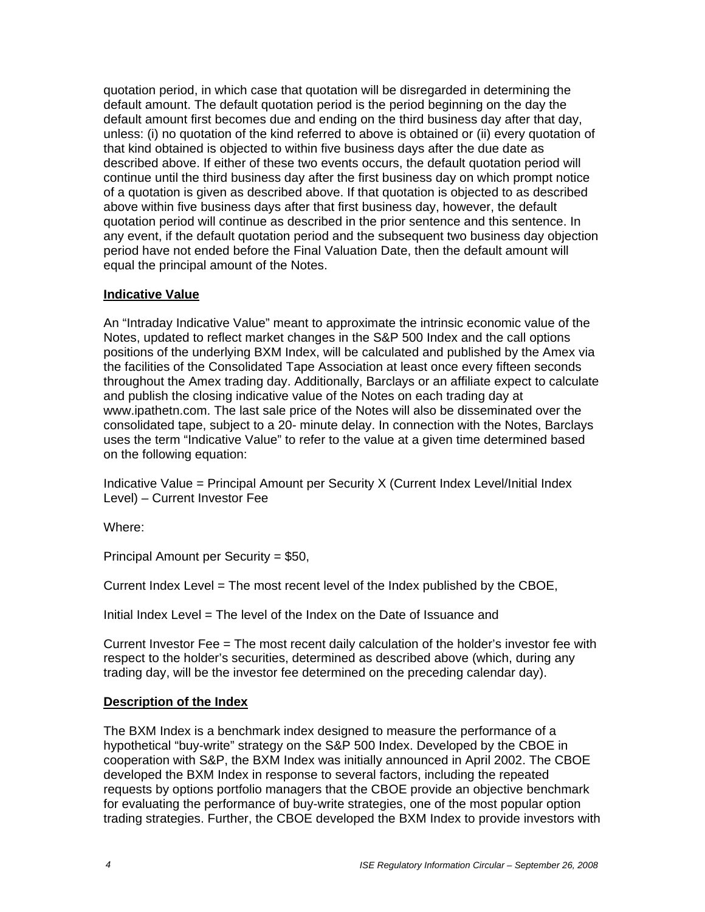quotation period, in which case that quotation will be disregarded in determining the default amount. The default quotation period is the period beginning on the day the default amount first becomes due and ending on the third business day after that day, unless: (i) no quotation of the kind referred to above is obtained or (ii) every quotation of that kind obtained is objected to within five business days after the due date as described above. If either of these two events occurs, the default quotation period will continue until the third business day after the first business day on which prompt notice of a quotation is given as described above. If that quotation is objected to as described above within five business days after that first business day, however, the default quotation period will continue as described in the prior sentence and this sentence. In any event, if the default quotation period and the subsequent two business day objection period have not ended before the Final Valuation Date, then the default amount will equal the principal amount of the Notes.

## Indicative Value

An "Intraday Indicative Value" meant to approximate the intrinsic economic value of the Notes, updated to reflect market changes in the S&P 500 Index and the call options positions of the underlying BXM Index, will be calculated and published by the Amex via the facilities of the Consolidated Tape Association at least once every fifteen seconds throughout the Amex trading day. Additionally, Barclays or an affiliate expect to calculate and publish the closing indicative value of the Notes on each trading day at www.ipathetn.com. The last sale price of the Notes will also be disseminated over the consolidated tape, subject to a 20- minute delay. In connection with the Notes, Barclays uses the term "Indicative Value" to refer to the value at a given time determined based on the following equation:

Indicative Value = Principal Amount per Security X (Current Index Level/Initial Index Level) – Current Investor Fee

Where:

Principal Amount per Security = $50,

Current Index Level = The most recent level of the Index published by the CBOE,

Initial Index Level = The level of the Index on the Date of Issuance and

Current Investor Fee = The most recent daily calculation of the holder's investor fee with respect to the holder's securities, determined as described above (which, during any trading day, will be the investor fee determined on the preceding calendar day).

## Description of the Index

The BXM Index is a benchmark index designed to measure the performance of a hypothetical "buy-write" strategy on the S&P 500 Index. Developed by the CBOE in cooperation with S&P, the BXM Index was initially announced in April 2002. The CBOE developed the BXM Index in response to several factors, including the repeated requests by options portfolio managers that the CBOE provide an objective benchmark for evaluating the performance of buy-write strategies, one of the most popular option trading strategies. Further, the CBOE developed the BXM Index to provide investors with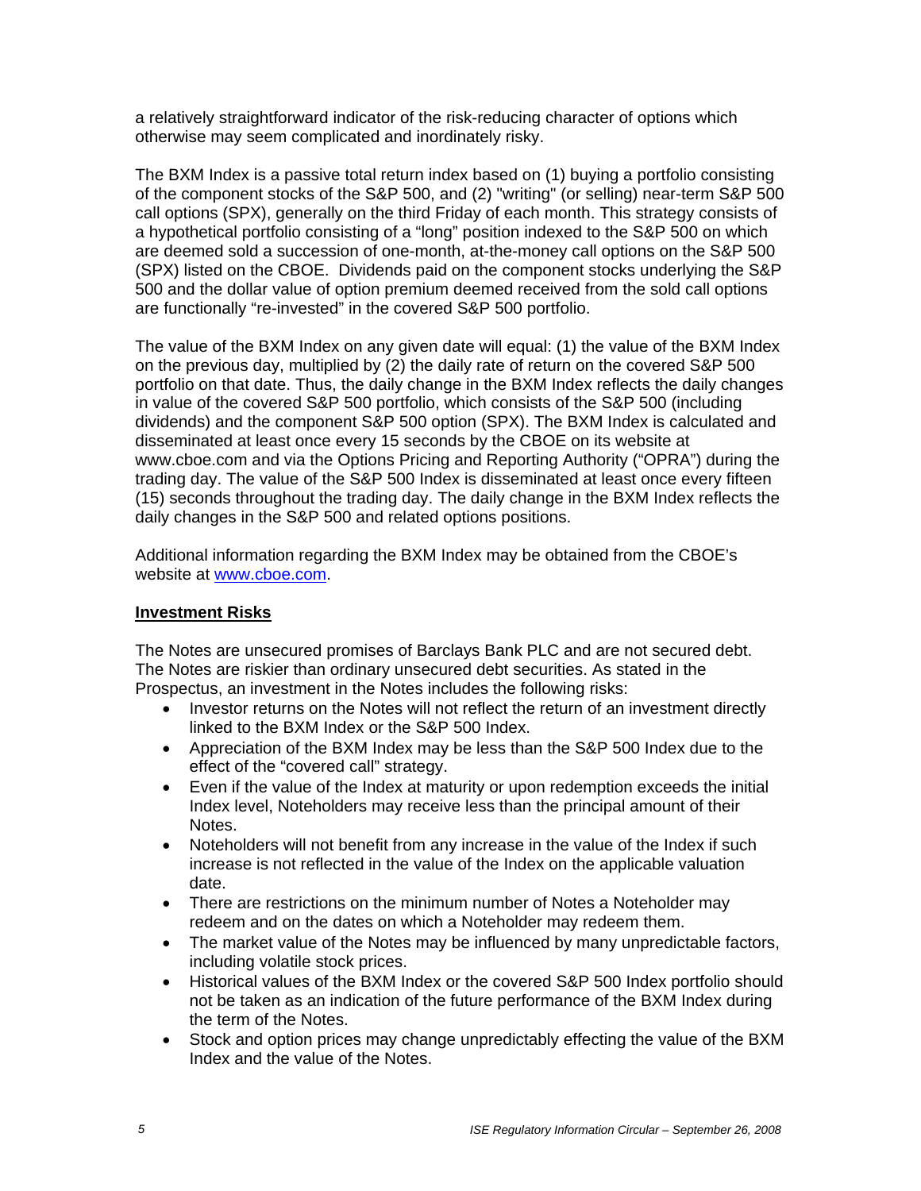a relatively straightforward indicator of the risk-reducing character of options which otherwise may seem complicated and inordinately risky.

The BXM Index is a passive total return index based on (1) buying a portfolio consisting of the component stocks of the S&P 500, and (2) "writing" (or selling) near-term S&P 500 call options (SPX), generally on the third Friday of each month. This strategy consists of a hypothetical portfolio consisting of a "long" position indexed to the S&P 500 on which are deemed sold a succession of one-month, at-the-money call options on the S&P 500 (SPX) listed on the CBOE. Dividends paid on the component stocks underlying the S&P 500 and the dollar value of option premium deemed received from the sold call options are functionally "re-invested" in the covered S&P 500 portfolio.

The value of the BXM Index on any given date will equal: (1) the value of the BXM Index on the previous day, multiplied by (2) the daily rate of return on the covered S&P 500 portfolio on that date. Thus, the daily change in the BXM Index reflects the daily changes in value of the covered S&P 500 portfolio, which consists of the S&P 500 (including dividends) and the component S&P 500 option (SPX). The BXM Index is calculated and disseminated at least once every 15 seconds by the CBOE on its website at www.cboe.com and via the Options Pricing and Reporting Authority ("OPRA") during the trading day. The value of the S&P 500 Index is disseminated at least once every fifteen (15) seconds throughout the trading day. The daily change in the BXM Index reflects the daily changes in the S&P 500 and related options positions.

Additional information regarding the BXM Index may be obtained from the CBOE's website at www.cboe.com.

## Investment Risks

The Notes are unsecured promises of Barclays Bank PLC and are not secured debt. The Notes are riskier than ordinary unsecured debt securities. As stated in the Prospectus, an investment in the Notes includes the following risks:

- Investor returns on the Notes will not reflect the return of an investment directly linked to the BXM Index or the S&P 500 Index.
- Appreciation of the BXM Index may be less than the S&P 500 Index due to the effect of the "covered call" strategy.
- Even if the value of the Index at maturity or upon redemption exceeds the initial Index level, Noteholders may receive less than the principal amount of their Notes.
- Noteholders will not benefit from any increase in the value of the Index if such increase is not reflected in the value of the Index on the applicable valuation date.
- There are restrictions on the minimum number of Notes a Noteholder may redeem and on the dates on which a Noteholder may redeem them.
- The market value of the Notes may be influenced by many unpredictable factors, including volatile stock prices.
- Historical values of the BXM Index or the covered S&P 500 Index portfolio should not be taken as an indication of the future performance of the BXM Index during the term of the Notes.
- Stock and option prices may change unpredictably effecting the value of the BXM Index and the value of the Notes.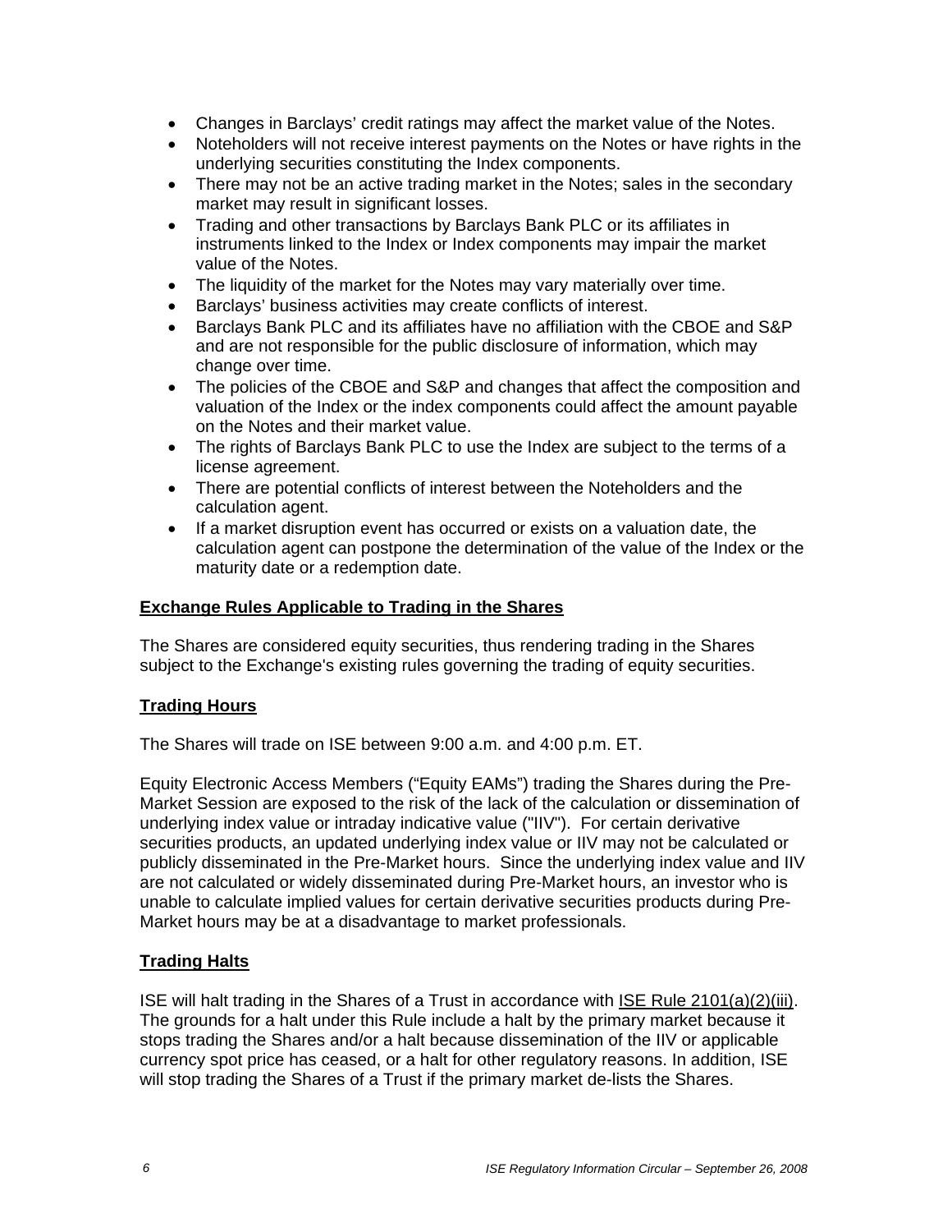- Changes in Barclays' credit ratings may affect the market value of the Notes.
- Noteholders will not receive interest payments on the Notes or have rights in the underlying securities constituting the Index components.
- There may not be an active trading market in the Notes; sales in the secondary market may result in significant losses.
- Trading and other transactions by Barclays Bank PLC or its affiliates in instruments linked to the Index or Index components may impair the market value of the Notes.
- The liquidity of the market for the Notes may vary materially over time.
- Barclays' business activities may create conflicts of interest.
- Barclays Bank PLC and its affiliates have no affiliation with the CBOE and S&P and are not responsible for the public disclosure of information, which may change over time.
- The policies of the CBOE and S&P and changes that affect the composition and valuation of the Index or the index components could affect the amount payable on the Notes and their market value.
- The rights of Barclays Bank PLC to use the Index are subject to the terms of a license agreement.
- There are potential conflicts of interest between the Noteholders and the calculation agent.
- If a market disruption event has occurred or exists on a valuation date, the calculation agent can postpone the determination of the value of the Index or the maturity date or a redemption date.

## Exchange Rules Applicable to Trading in the Shares

The Shares are considered equity securities, thus rendering trading in the Shares subject to the Exchange's existing rules governing the trading of equity securities.

## Trading Hours

The Shares will trade on ISE between 9:00 a.m. and 4:00 p.m. ET.

Equity Electronic Access Members ("Equity EAMs") trading the Shares during the Pre-Market Session are exposed to the risk of the lack of the calculation or dissemination of underlying index value or intraday indicative value ("IIV"). For certain derivative securities products, an updated underlying index value or IIV may not be calculated or publicly disseminated in the Pre-Market hours. Since the underlying index value and IIV are not calculated or widely disseminated during Pre-Market hours, an investor who is unable to calculate implied values for certain derivative securities products during Pre-Market hours may be at a disadvantage to market professionals.

## Trading Halts

ISE will halt trading in the Shares of a Trust in accordance with ISE Rule 2101(a)(2)(iii). The grounds for a halt under this Rule include a halt by the primary market because it stops trading the Shares and/or a halt because dissemination of the IIV or applicable currency spot price has ceased, or a halt for other regulatory reasons. In addition, ISE will stop trading the Shares of a Trust if the primary market de-lists the Shares.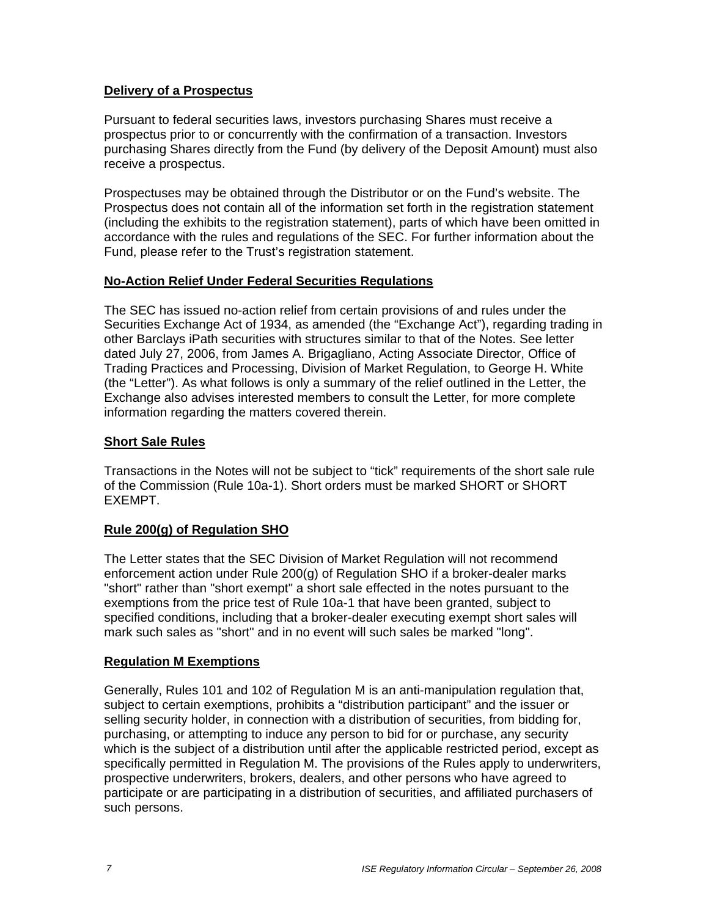**Delivery of a Prospectus**

Pursuant to federal securities laws, investors purchasing Shares must receive a prospectus prior to or concurrently with the confirmation of a transaction. Investors purchasing Shares directly from the Fund (by delivery of the Deposit Amount) must also receive a prospectus.

Prospectuses may be obtained through the Distributor or on the Fund's website. The Prospectus does not contain all of the information set forth in the registration statement (including the exhibits to the registration statement), parts of which have been omitted in accordance with the rules and regulations of the SEC. For further information about the Fund, please refer to the Trust's registration statement.

**No-Action Relief Under Federal Securities Regulations**

The SEC has issued no-action relief from certain provisions of and rules under the Securities Exchange Act of 1934, as amended (the "Exchange Act"), regarding trading in other Barclays iPath securities with structures similar to that of the Notes. See letter dated July 27, 2006, from James A. Brigagliano, Acting Associate Director, Office of Trading Practices and Processing, Division of Market Regulation, to George H. White (the "Letter"). As what follows is only a summary of the relief outlined in the Letter, the Exchange also advises interested members to consult the Letter, for more complete information regarding the matters covered therein.

**Short Sale Rules**

Transactions in the Notes will not be subject to "tick" requirements of the short sale rule of the Commission (Rule 10a-1). Short orders must be marked SHORT or SHORT EXEMPT.

**Rule 200(g) of Regulation SHO**

The Letter states that the SEC Division of Market Regulation will not recommend enforcement action under Rule 200(g) of Regulation SHO if a broker-dealer marks "short" rather than "short exempt" a short sale effected in the notes pursuant to the exemptions from the price test of Rule 10a-1 that have been granted, subject to specified conditions, including that a broker-dealer executing exempt short sales will mark such sales as "short" and in no event will such sales be marked "long".

**Regulation M Exemptions**

Generally, Rules 101 and 102 of Regulation M is an anti-manipulation regulation that, subject to certain exemptions, prohibits a "distribution participant" and the issuer or selling security holder, in connection with a distribution of securities, from bidding for, purchasing, or attempting to induce any person to bid for or purchase, any security which is the subject of a distribution until after the applicable restricted period, except as specifically permitted in Regulation M. The provisions of the Rules apply to underwriters, prospective underwriters, brokers, dealers, and other persons who have agreed to participate or are participating in a distribution of securities, and affiliated purchasers of such persons.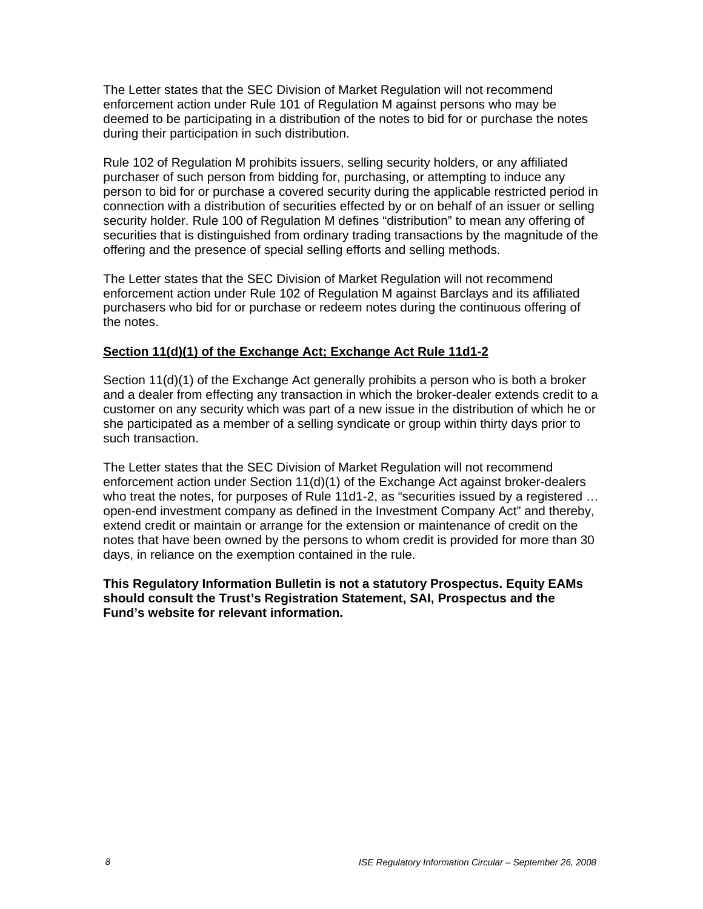The Letter states that the SEC Division of Market Regulation will not recommend enforcement action under Rule 101 of Regulation M against persons who may be deemed to be participating in a distribution of the notes to bid for or purchase the notes during their participation in such distribution.

Rule 102 of Regulation M prohibits issuers, selling security holders, or any affiliated purchaser of such person from bidding for, purchasing, or attempting to induce any person to bid for or purchase a covered security during the applicable restricted period in connection with a distribution of securities effected by or on behalf of an issuer or selling security holder. Rule 100 of Regulation M defines "distribution" to mean any offering of securities that is distinguished from ordinary trading transactions by the magnitude of the offering and the presence of special selling efforts and selling methods.

The Letter states that the SEC Division of Market Regulation will not recommend enforcement action under Rule 102 of Regulation M against Barclays and its affiliated purchasers who bid for or purchase or redeem notes during the continuous offering of the notes.

**Section 11(d)(1) of the Exchange Act; Exchange Act Rule 11d1-2**

Section 11(d)(1) of the Exchange Act generally prohibits a person who is both a broker and a dealer from effecting any transaction in which the broker-dealer extends credit to a customer on any security which was part of a new issue in the distribution of which he or she participated as a member of a selling syndicate or group within thirty days prior to such transaction.

The Letter states that the SEC Division of Market Regulation will not recommend enforcement action under Section 11(d)(1) of the Exchange Act against broker-dealers who treat the notes, for purposes of Rule 11d1-2, as "securities issued by a registered … open-end investment company as defined in the Investment Company Act" and thereby, extend credit or maintain or arrange for the extension or maintenance of credit on the notes that have been owned by the persons to whom credit is provided for more than 30 days, in reliance on the exemption contained in the rule.

**This Regulatory Information Bulletin is not a statutory Prospectus. Equity EAMs should consult the Trust's Registration Statement, SAI, Prospectus and the Fund's website for relevant information.**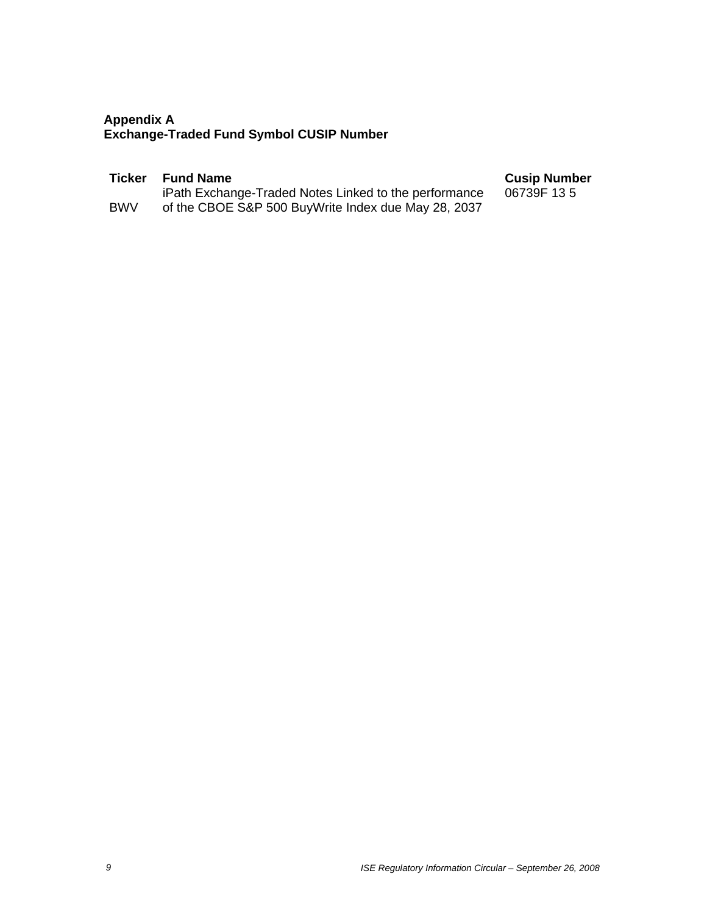**Appendix A**
**Exchange-Traded Fund Symbol CUSIP Number**

| Ticker | Fund Name | Cusip Number |
|---|---|---|
| BWV | iPath Exchange-Traded Notes Linked to the performance of the CBOE S&P 500 BuyWrite Index due May 28, 2037 | 06739F 13 5 |